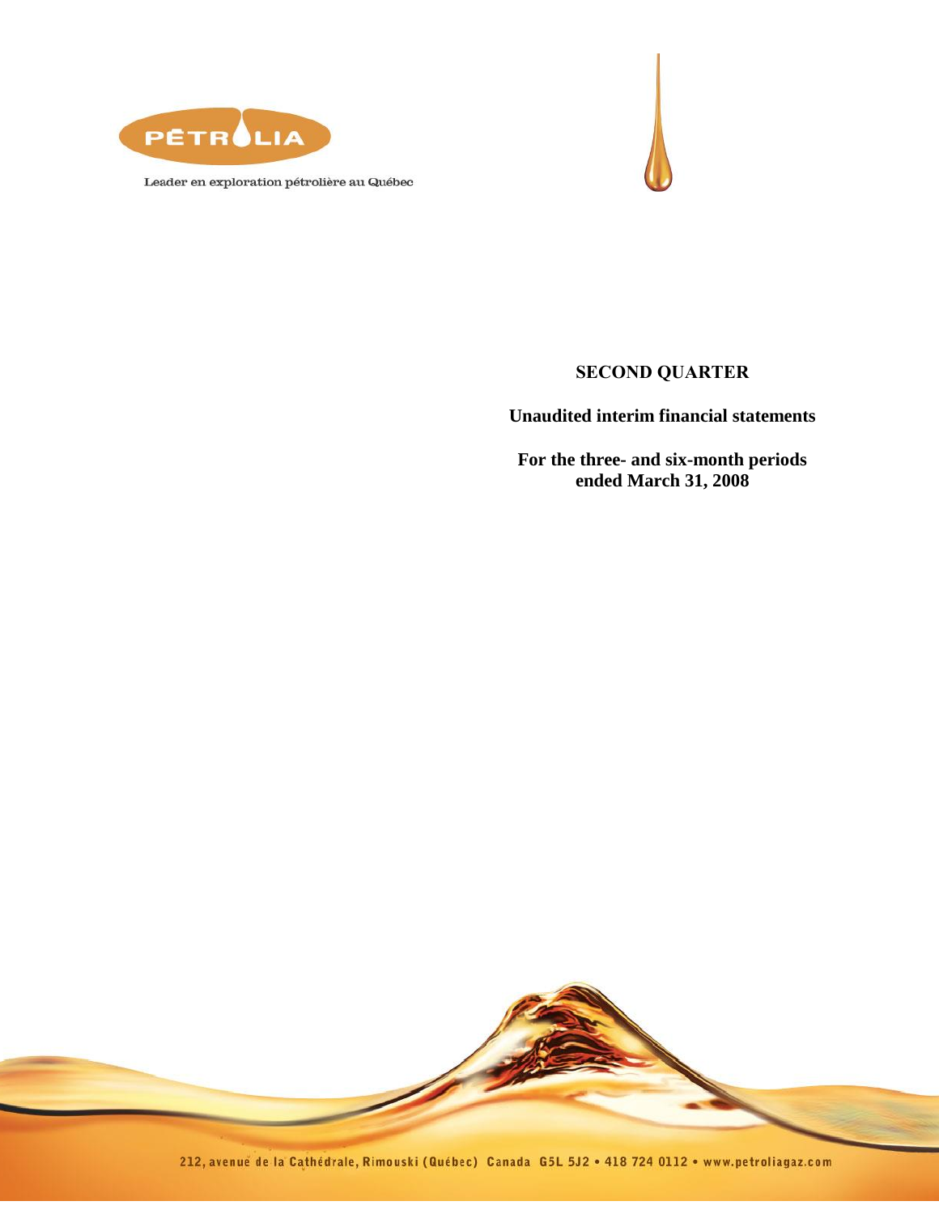PÉTROLIA

Leader en exploration pétrolière au Québec

**SECOND QUARTER**

**Unaudited interim financial statements**

**For the three- and six-month periods ended March 31, 2008**

212, avenue de la Cathédrale, Rimouski (Québec) Canada G5L 5J2 • 418 724 0112 • www.petroliagaz.com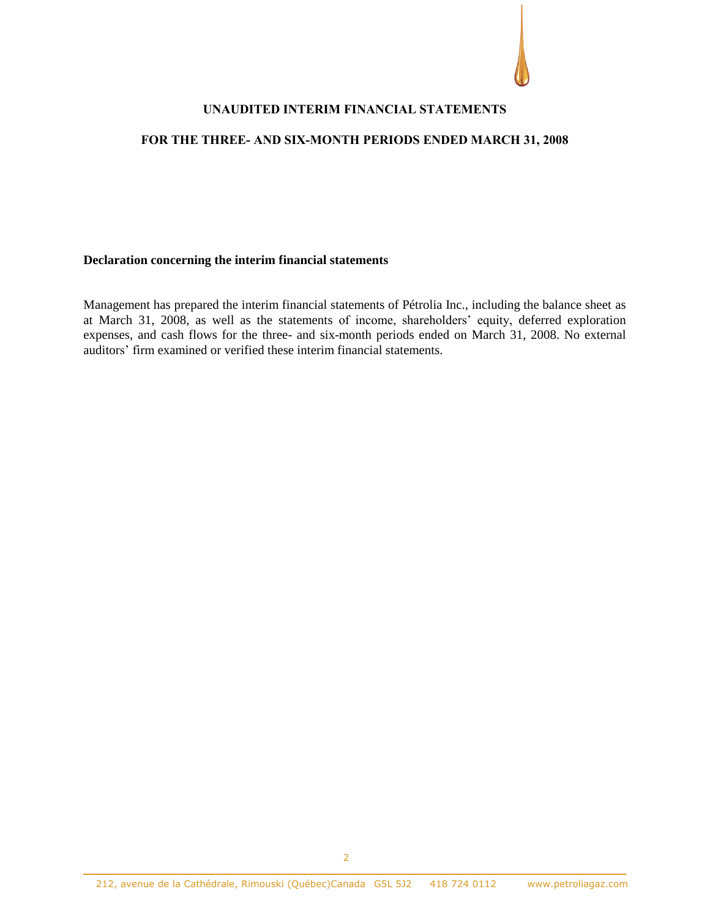# UNAUDITED INTERIM FINANCIAL STATEMENTS

## FOR THE THREE- AND SIX-MONTH PERIODS ENDED MARCH 31, 2008

**Declaration concerning the interim financial statements**

Management has prepared the interim financial statements of Pétrolia Inc., including the balance sheet as at March 31, 2008, as well as the statements of income, shareholders' equity, deferred exploration expenses, and cash flows for the three- and six-month periods ended on March 31, 2008. No external auditors' firm examined or verified these interim financial statements.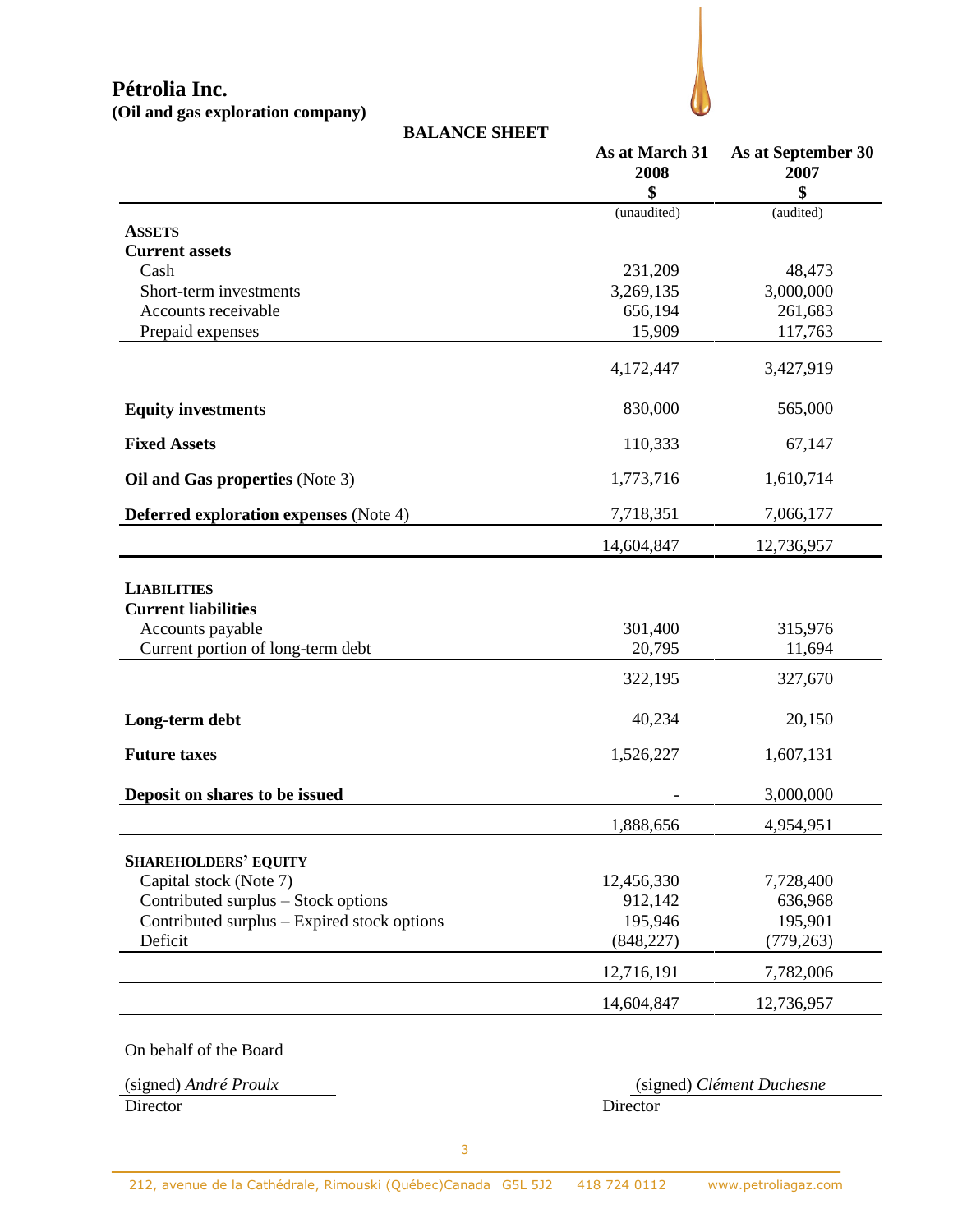# Pétrolia Inc.

**(Oil and gas exploration company)**

## BALANCE SHEET

| | As at March 31 2008 $ | As at September 30 2007 $ |
|---|---|---|
| | (unaudited) | (audited) |
| **ASSETS** | | |
| **Current assets** | | |
| Cash | 231,209 | 48,473 |
| Short-term investments | 3,269,135 | 3,000,000 |
| Accounts receivable | 656,194 | 261,683 |
| Prepaid expenses | 15,909 | 117,763 |
| | 4,172,447 | 3,427,919 |
| **Equity investments** | 830,000 | 565,000 |
| **Fixed Assets** | 110,333 | 67,147 |
| **Oil and Gas properties** (Note 3) | 1,773,716 | 1,610,714 |
| **Deferred exploration expenses** (Note 4) | 7,718,351 | 7,066,177 |
| | 14,604,847 | 12,736,957 |
| **LIABILITIES** | | |
| **Current liabilities** | | |
| Accounts payable | 301,400 | 315,976 |
| Current portion of long-term debt | 20,795 | 11,694 |
| | 322,195 | 327,670 |
| **Long-term debt** | 40,234 | 20,150 |
| **Future taxes** | 1,526,227 | 1,607,131 |
| **Deposit on shares to be issued** | - | 3,000,000 |
| | 1,888,656 | 4,954,951 |
| **SHAREHOLDERS' EQUITY** | | |
| Capital stock (Note 7) | 12,456,330 | 7,728,400 |
| Contributed surplus – Stock options | 912,142 | 636,968 |
| Contributed surplus – Expired stock options | 195,946 | 195,901 |
| Deficit | (848,227) | (779,263) |
| | 12,716,191 | 7,782,006 |
| | 14,604,847 | 12,736,957 |

On behalf of the Board

(signed) *André Proulx*
Director

(signed) *Clément Duchesne*
Director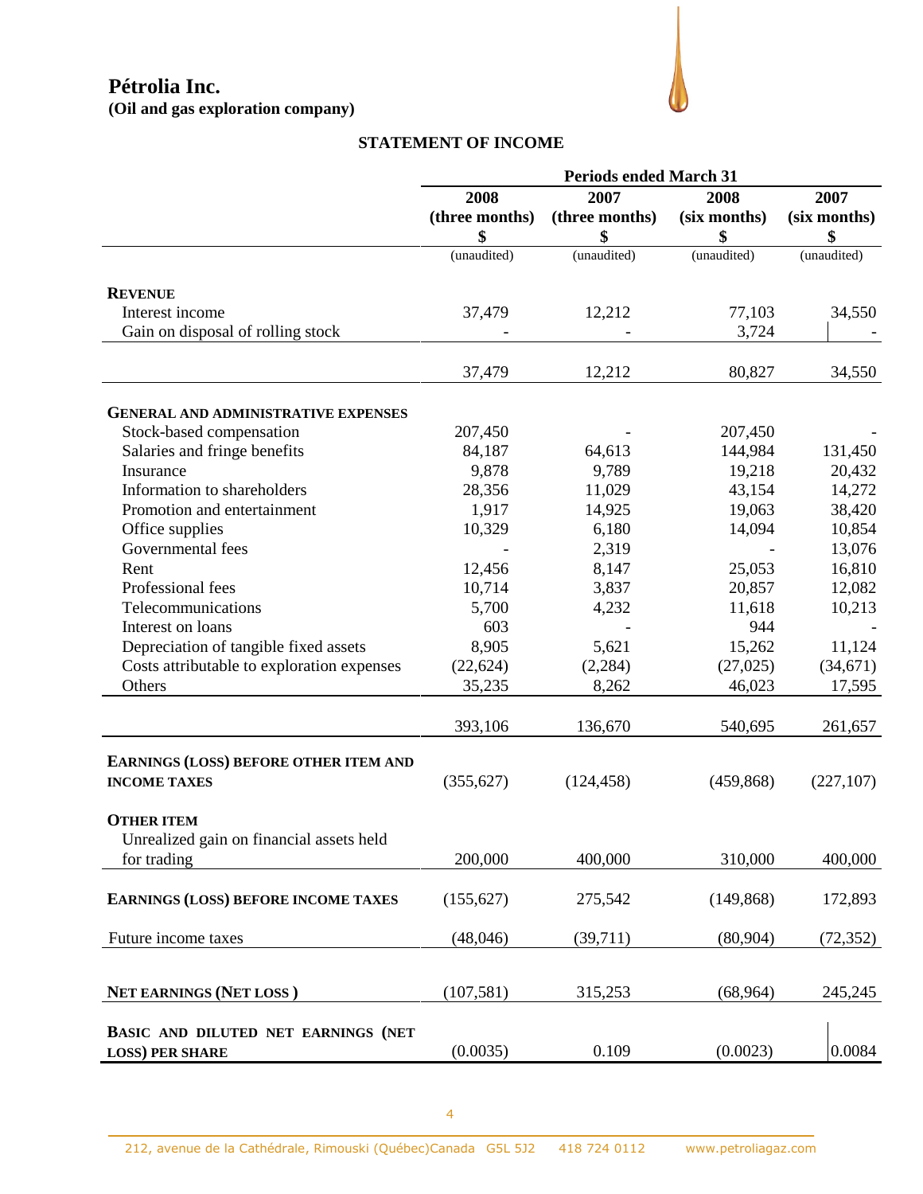# Pétrolia Inc.
**(Oil and gas exploration company)**

## STATEMENT OF INCOME

| | Periods ended March 31 | | | |
|---|---|---|---|---|
| | **2008 (three months) $** | **2007 (three months) $** | **2008 (six months) $** | **2007 (six months) $** |
| | (unaudited) | (unaudited) | (unaudited) | (unaudited) |
| **REVENUE** | | | | |
| Interest income | 37,479 | 12,212 | 77,103 | 34,550 |
| Gain on disposal of rolling stock | - | - | 3,724 | - |
| | 37,479 | 12,212 | 80,827 | 34,550 |
| **GENERAL AND ADMINISTRATIVE EXPENSES** | | | | |
| Stock-based compensation | 207,450 | - | 207,450 | - |
| Salaries and fringe benefits | 84,187 | 64,613 | 144,984 | 131,450 |
| Insurance | 9,878 | 9,789 | 19,218 | 20,432 |
| Information to shareholders | 28,356 | 11,029 | 43,154 | 14,272 |
| Promotion and entertainment | 1,917 | 14,925 | 19,063 | 38,420 |
| Office supplies | 10,329 | 6,180 | 14,094 | 10,854 |
| Governmental fees | - | 2,319 | - | 13,076 |
| Rent | 12,456 | 8,147 | 25,053 | 16,810 |
| Professional fees | 10,714 | 3,837 | 20,857 | 12,082 |
| Telecommunications | 5,700 | 4,232 | 11,618 | 10,213 |
| Interest on loans | 603 | - | 944 | - |
| Depreciation of tangible fixed assets | 8,905 | 5,621 | 15,262 | 11,124 |
| Costs attributable to exploration expenses | (22,624) | (2,284) | (27,025) | (34,671) |
| Others | 35,235 | 8,262 | 46,023 | 17,595 |
| | 393,106 | 136,670 | 540,695 | 261,657 |
| **EARNINGS (LOSS) BEFORE OTHER ITEM AND INCOME TAXES** | (355,627) | (124,458) | (459,868) | (227,107) |
| **OTHER ITEM** | | | | |
| Unrealized gain on financial assets held for trading | 200,000 | 400,000 | 310,000 | 400,000 |
| **EARNINGS (LOSS) BEFORE INCOME TAXES** | (155,627) | 275,542 | (149,868) | 172,893 |
| Future income taxes | (48,046) | (39,711) | (80,904) | (72,352) |
| **NET EARNINGS (NET LOSS )** | (107,581) | 315,253 | (68,964) | 245,245 |
| **BASIC AND DILUTED NET EARNINGS (NET LOSS) PER SHARE** | (0.0035) | 0.109 | (0.0023) | 0.0084 |

212, avenue de la Cathédrale, Rimouski (Québec)Canada G5L 5J2 418 724 0112 www.petroliagaz.com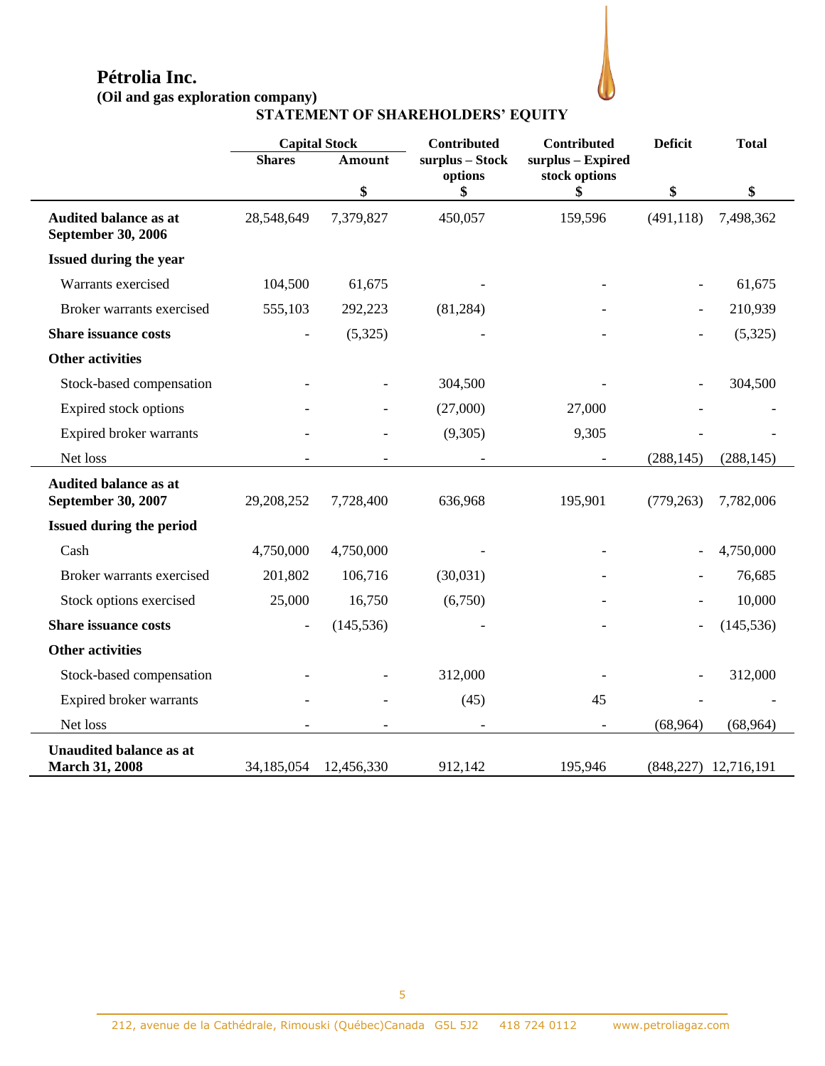**Pétrolia Inc.**
**(Oil and gas exploration company)**

## STATEMENT OF SHAREHOLDERS' EQUITY

| | Capital Stock | | Contributed surplus – Stock options | Contributed surplus – Expired stock options | Deficit | Total |
|---|---|---|---|---|---|---|
| | Shares | Amount | | | | |
| | | $ | $ | $ | $ | $ |
| **Audited balance as at September 30, 2006** | 28,548,649 | 7,379,827 | 450,057 | 159,596 | (491,118) | 7,498,362 |
| **Issued during the year** | | | | | | |
| Warrants exercised | 104,500 | 61,675 | - | - | - | 61,675 |
| Broker warrants exercised | 555,103 | 292,223 | (81,284) | - | - | 210,939 |
| **Share issuance costs** | - | (5,325) | - | - | - | (5,325) |
| **Other activities** | | | | | | |
| Stock-based compensation | - | - | 304,500 | - | - | 304,500 |
| Expired stock options | - | - | (27,000) | 27,000 | - | - |
| Expired broker warrants | - | - | (9,305) | 9,305 | - | - |
| Net loss | - | - | - | - | (288,145) | (288,145) |
| **Audited balance as at September 30, 2007** | 29,208,252 | 7,728,400 | 636,968 | 195,901 | (779,263) | 7,782,006 |
| **Issued during the period** | | | | | | |
| Cash | 4,750,000 | 4,750,000 | - | - | - | 4,750,000 |
| Broker warrants exercised | 201,802 | 106,716 | (30,031) | - | - | 76,685 |
| Stock options exercised | 25,000 | 16,750 | (6,750) | - | - | 10,000 |
| **Share issuance costs** | - | (145,536) | - | - | - | (145,536) |
| **Other activities** | | | | | | |
| Stock-based compensation | - | - | 312,000 | - | - | 312,000 |
| Expired broker warrants | - | - | (45) | 45 | - | - |
| Net loss | - | - | - | - | (68,964) | (68,964) |
| **Unaudited balance as at March 31, 2008** | 34,185,054 | 12,456,330 | 912,142 | 195,946 | (848,227) | 12,716,191 |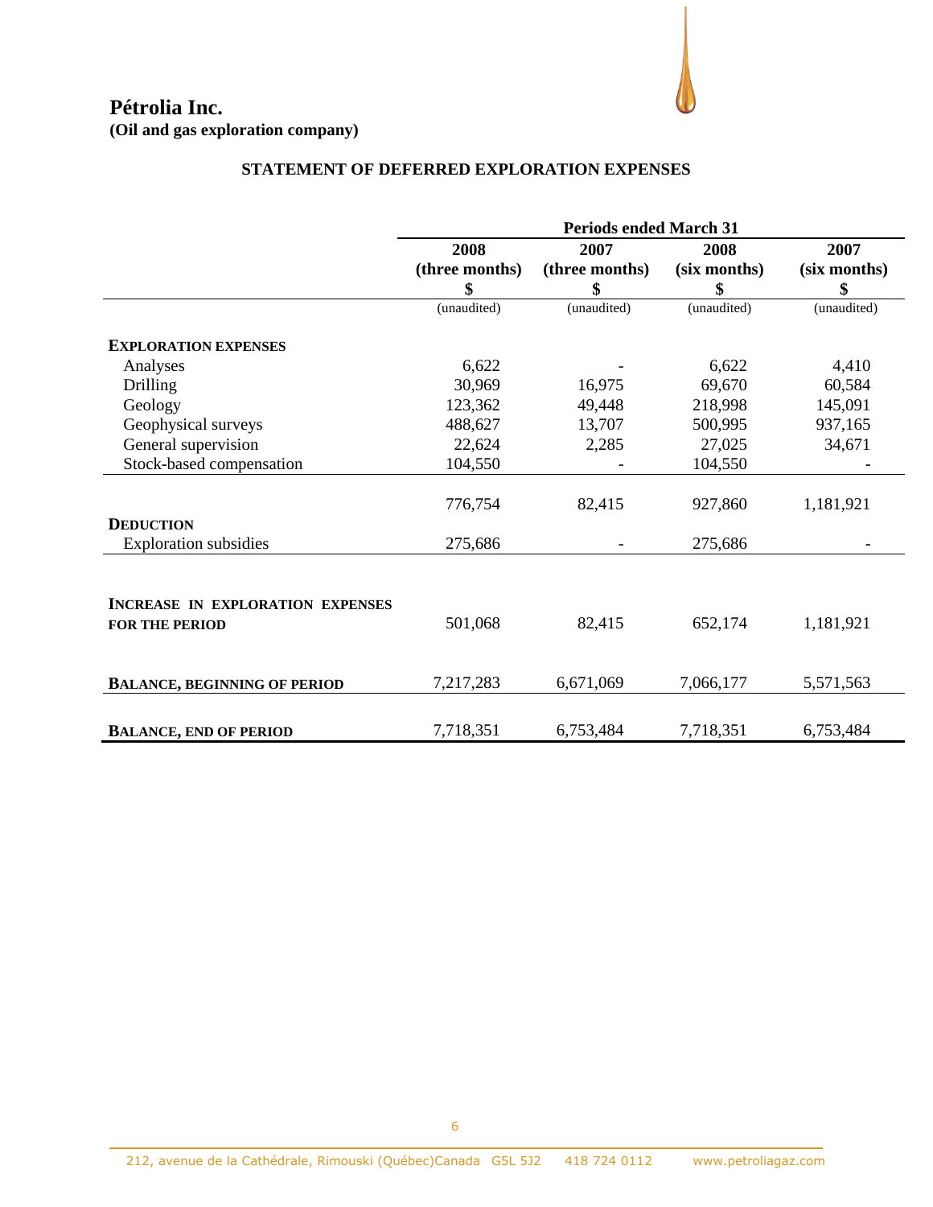**Pétrolia Inc.**
**(Oil and gas exploration company)**

## STATEMENT OF DEFERRED EXPLORATION EXPENSES

| | Periods ended March 31 | | | |
|---|---|---|---|---|
| | 2008 (three months) $ | 2007 (three months) $ | 2008 (six months) $ | 2007 (six months) $ |
| | (unaudited) | (unaudited) | (unaudited) | (unaudited) |
| **EXPLORATION EXPENSES** | | | | |
| Analyses | 6,622 | - | 6,622 | 4,410 |
| Drilling | 30,969 | 16,975 | 69,670 | 60,584 |
| Geology | 123,362 | 49,448 | 218,998 | 145,091 |
| Geophysical surveys | 488,627 | 13,707 | 500,995 | 937,165 |
| General supervision | 22,624 | 2,285 | 27,025 | 34,671 |
| Stock-based compensation | 104,550 | - | 104,550 | - |
| | 776,754 | 82,415 | 927,860 | 1,181,921 |
| **DEDUCTION** | | | | |
| Exploration subsidies | 275,686 | - | 275,686 | - |
| **INCREASE IN EXPLORATION EXPENSES FOR THE PERIOD** | 501,068 | 82,415 | 652,174 | 1,181,921 |
| **BALANCE, BEGINNING OF PERIOD** | 7,217,283 | 6,671,069 | 7,066,177 | 5,571,563 |
| **BALANCE, END OF PERIOD** | 7,718,351 | 6,753,484 | 7,718,351 | 6,753,484 |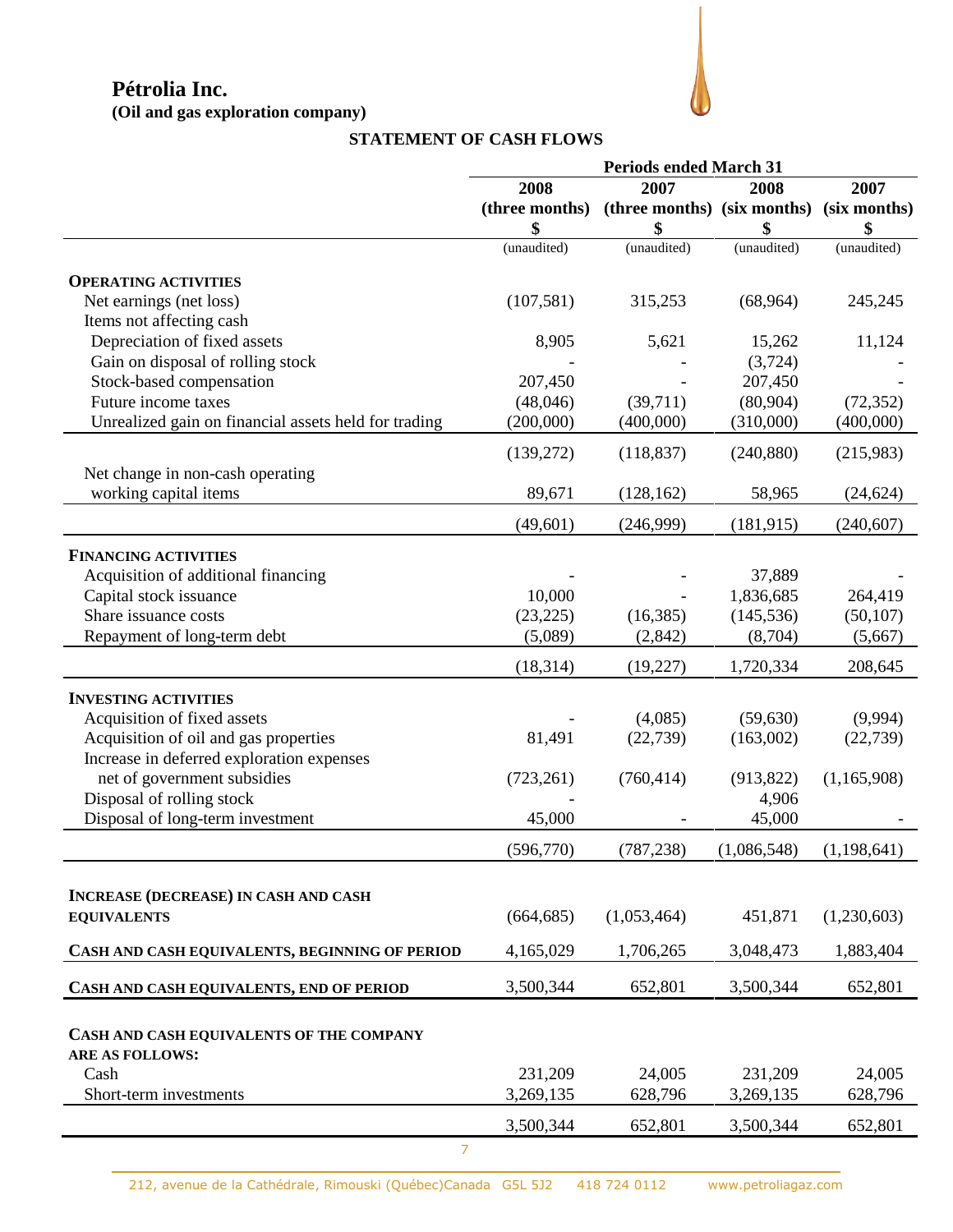# Pétrolia Inc.

**(Oil and gas exploration company)**

## STATEMENT OF CASH FLOWS

| | Periods ended March 31 | | | |
|---|---|---|---|---|
| | 2008 (three months) $ | 2007 (three months) $ | 2008 (six months) $ | 2007 (six months) $ |
| | (unaudited) | (unaudited) | (unaudited) | (unaudited) |
| **OPERATING ACTIVITIES** | | | | |
| Net earnings (net loss) | (107,581) | 315,253 | (68,964) | 245,245 |
| Items not affecting cash | | | | |
| Depreciation of fixed assets | 8,905 | 5,621 | 15,262 | 11,124 |
| Gain on disposal of rolling stock | - | - | (3,724) | - |
| Stock-based compensation | 207,450 | - | 207,450 | - |
| Future income taxes | (48,046) | (39,711) | (80,904) | (72,352) |
| Unrealized gain on financial assets held for trading | (200,000) | (400,000) | (310,000) | (400,000) |
| | (139,272) | (118,837) | (240,880) | (215,983) |
| Net change in non-cash operating working capital items | 89,671 | (128,162) | 58,965 | (24,624) |
| | (49,601) | (246,999) | (181,915) | (240,607) |
| **FINANCING ACTIVITIES** | | | | |
| Acquisition of additional financing | - | - | 37,889 | - |
| Capital stock issuance | 10,000 | - | 1,836,685 | 264,419 |
| Share issuance costs | (23,225) | (16,385) | (145,536) | (50,107) |
| Repayment of long-term debt | (5,089) | (2,842) | (8,704) | (5,667) |
| | (18,314) | (19,227) | 1,720,334 | 208,645 |
| **INVESTING ACTIVITIES** | | | | |
| Acquisition of fixed assets | - | (4,085) | (59,630) | (9,994) |
| Acquisition of oil and gas properties | 81,491 | (22,739) | (163,002) | (22,739) |
| Increase in deferred exploration expenses net of government subsidies | (723,261) | (760,414) | (913,822) | (1,165,908) |
| Disposal of rolling stock | - | | 4,906 | |
| Disposal of long-term investment | 45,000 | - | 45,000 | - |
| | (596,770) | (787,238) | (1,086,548) | (1,198,641) |
| **INCREASE (DECREASE) IN CASH AND CASH EQUIVALENTS** | (664,685) | (1,053,464) | 451,871 | (1,230,603) |
| **CASH AND CASH EQUIVALENTS, BEGINNING OF PERIOD** | 4,165,029 | 1,706,265 | 3,048,473 | 1,883,404 |
| **CASH AND CASH EQUIVALENTS, END OF PERIOD** | 3,500,344 | 652,801 | 3,500,344 | 652,801 |
| **CASH AND CASH EQUIVALENTS OF THE COMPANY ARE AS FOLLOWS:** | | | | |
| Cash | 231,209 | 24,005 | 231,209 | 24,005 |
| Short-term investments | 3,269,135 | 628,796 | 3,269,135 | 628,796 |
| | 3,500,344 | 652,801 | 3,500,344 | 652,801 |

212, avenue de la Cathédrale, Rimouski (Québec)Canada G5L 5J2 418 724 0112 www.petroliagaz.com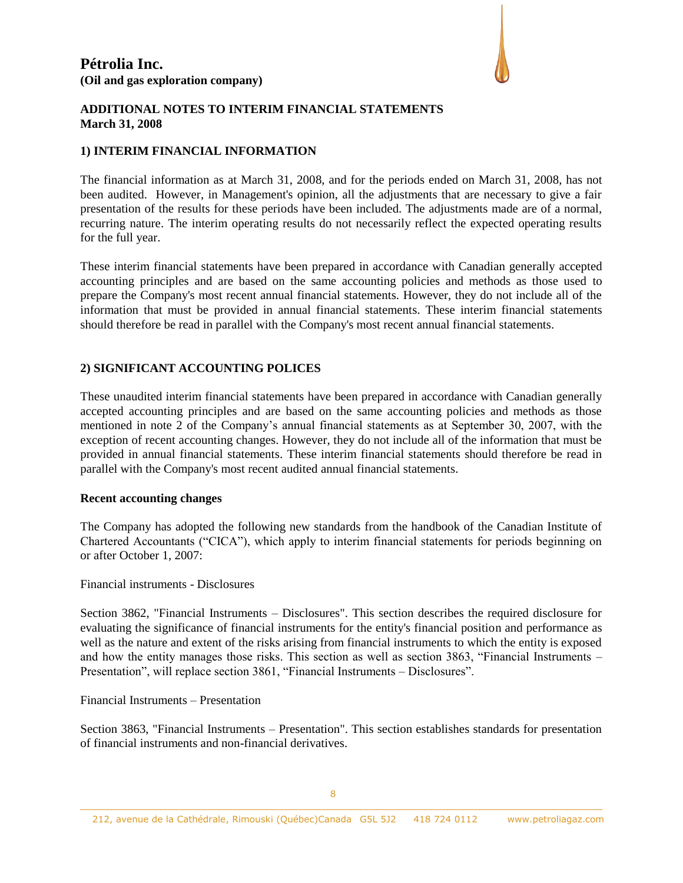# Pétrolia Inc.

**(Oil and gas exploration company)**

**ADDITIONAL NOTES TO INTERIM FINANCIAL STATEMENTS**
**March 31, 2008**

## 1) INTERIM FINANCIAL INFORMATION

The financial information as at March 31, 2008, and for the periods ended on March 31, 2008, has not been audited. However, in Management's opinion, all the adjustments that are necessary to give a fair presentation of the results for these periods have been included. The adjustments made are of a normal, recurring nature. The interim operating results do not necessarily reflect the expected operating results for the full year.

These interim financial statements have been prepared in accordance with Canadian generally accepted accounting principles and are based on the same accounting policies and methods as those used to prepare the Company's most recent annual financial statements. However, they do not include all of the information that must be provided in annual financial statements. These interim financial statements should therefore be read in parallel with the Company's most recent annual financial statements.

## 2) SIGNIFICANT ACCOUNTING POLICES

These unaudited interim financial statements have been prepared in accordance with Canadian generally accepted accounting principles and are based on the same accounting policies and methods as those mentioned in note 2 of the Company's annual financial statements as at September 30, 2007, with the exception of recent accounting changes. However, they do not include all of the information that must be provided in annual financial statements. These interim financial statements should therefore be read in parallel with the Company's most recent audited annual financial statements.

**Recent accounting changes**

The Company has adopted the following new standards from the handbook of the Canadian Institute of Chartered Accountants ("CICA"), which apply to interim financial statements for periods beginning on or after October 1, 2007:

Financial instruments - Disclosures

Section 3862, "Financial Instruments – Disclosures". This section describes the required disclosure for evaluating the significance of financial instruments for the entity's financial position and performance as well as the nature and extent of the risks arising from financial instruments to which the entity is exposed and how the entity manages those risks. This section as well as section 3863, "Financial Instruments – Presentation", will replace section 3861, "Financial Instruments – Disclosures".

Financial Instruments – Presentation

Section 3863, "Financial Instruments – Presentation". This section establishes standards for presentation of financial instruments and non-financial derivatives.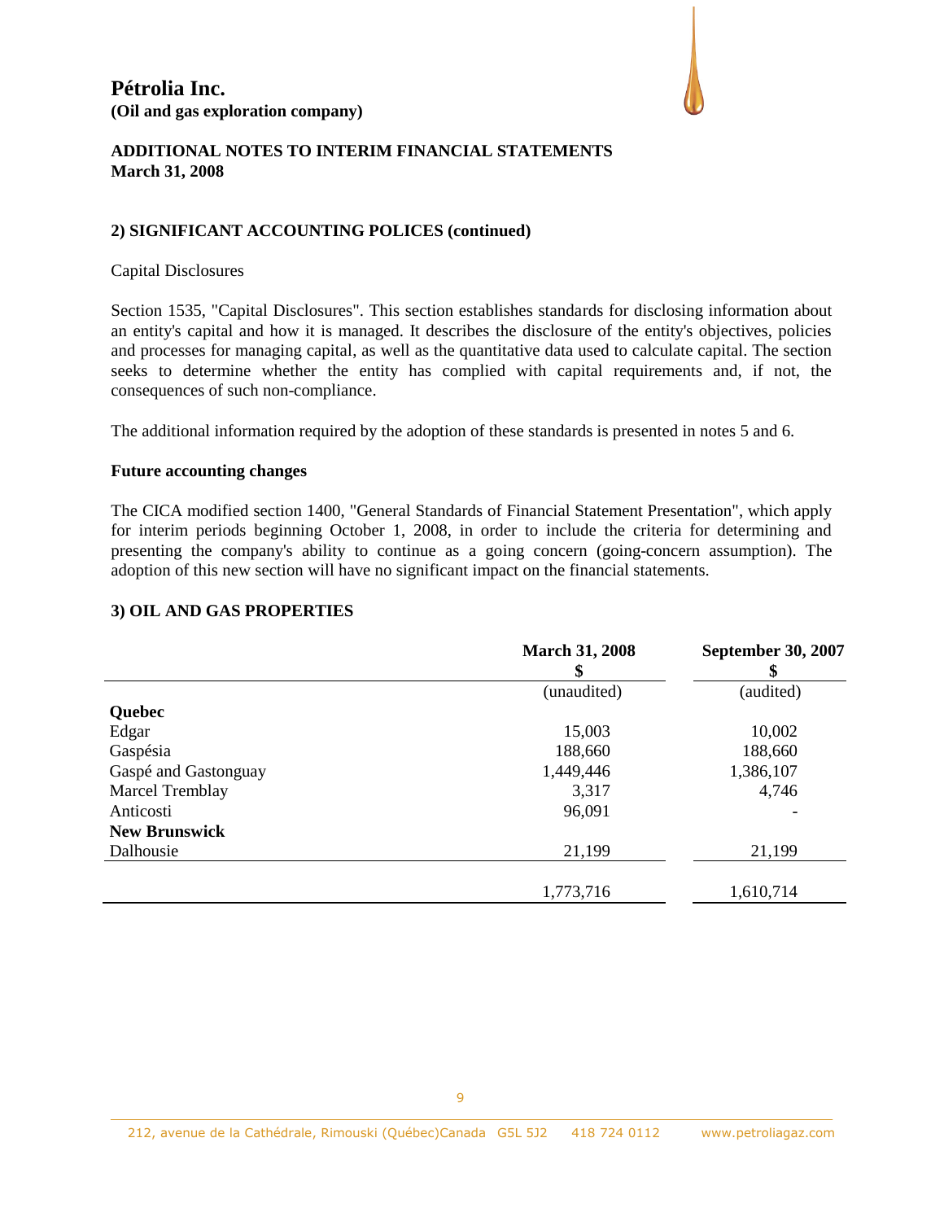# Pétrolia Inc.
**(Oil and gas exploration company)**

**ADDITIONAL NOTES TO INTERIM FINANCIAL STATEMENTS**
**March 31, 2008**

## 2) SIGNIFICANT ACCOUNTING POLICES (continued)

Capital Disclosures

Section 1535, "Capital Disclosures". This section establishes standards for disclosing information about an entity's capital and how it is managed. It describes the disclosure of the entity's objectives, policies and processes for managing capital, as well as the quantitative data used to calculate capital. The section seeks to determine whether the entity has complied with capital requirements and, if not, the consequences of such non-compliance.

The additional information required by the adoption of these standards is presented in notes 5 and 6.

**Future accounting changes**

The CICA modified section 1400, "General Standards of Financial Statement Presentation", which apply for interim periods beginning October 1, 2008, in order to include the criteria for determining and presenting the company's ability to continue as a going concern (going-concern assumption). The adoption of this new section will have no significant impact on the financial statements.

## 3) OIL AND GAS PROPERTIES

| | March 31, 2008<br>$ | September 30, 2007<br>$ |
|---|---|---|
| | (unaudited) | (audited) |
| **Quebec** | | |
| Edgar | 15,003 | 10,002 |
| Gaspésia | 188,660 | 188,660 |
| Gaspé and Gastonguay | 1,449,446 | 1,386,107 |
| Marcel Tremblay | 3,317 | 4,746 |
| Anticosti | 96,091 | - |
| **New Brunswick** | | |
| Dalhousie | 21,199 | 21,199 |
| | 1,773,716 | 1,610,714 |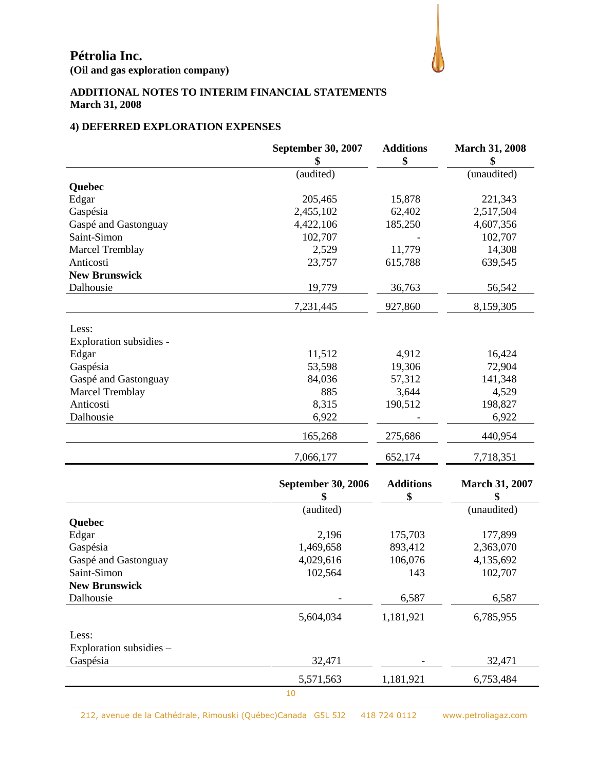# Pétrolia Inc.

**(Oil and gas exploration company)**

**ADDITIONAL NOTES TO INTERIM FINANCIAL STATEMENTS**
**March 31, 2008**

## 4) DEFERRED EXPLORATION EXPENSES

| | September 30, 2007<br>$ | Additions<br>$ | March 31, 2008<br>$ |
|---|---|---|---|
| | (audited) | | (unaudited) |
| **Quebec** | | | |
| Edgar | 205,465 | 15,878 | 221,343 |
| Gaspésia | 2,455,102 | 62,402 | 2,517,504 |
| Gaspé and Gastonguay | 4,422,106 | 185,250 | 4,607,356 |
| Saint-Simon | 102,707 | - | 102,707 |
| Marcel Tremblay | 2,529 | 11,779 | 14,308 |
| Anticosti | 23,757 | 615,788 | 639,545 |
| **New Brunswick** | | | |
| Dalhousie | 19,779 | 36,763 | 56,542 |
| | 7,231,445 | 927,860 | 8,159,305 |
| Less: | | | |
| Exploration subsidies - | | | |
| Edgar | 11,512 | 4,912 | 16,424 |
| Gaspésia | 53,598 | 19,306 | 72,904 |
| Gaspé and Gastonguay | 84,036 | 57,312 | 141,348 |
| Marcel Tremblay | 885 | 3,644 | 4,529 |
| Anticosti | 8,315 | 190,512 | 198,827 |
| Dalhousie | 6,922 | - | 6,922 |
| | 165,268 | 275,686 | 440,954 |
| | 7,066,177 | 652,174 | 7,718,351 |

| | September 30, 2006<br>$ | Additions<br>$ | March 31, 2007<br>$ |
|---|---|---|---|
| | (audited) | | (unaudited) |
| **Quebec** | | | |
| Edgar | 2,196 | 175,703 | 177,899 |
| Gaspésia | 1,469,658 | 893,412 | 2,363,070 |
| Gaspé and Gastonguay | 4,029,616 | 106,076 | 4,135,692 |
| Saint-Simon | 102,564 | 143 | 102,707 |
| **New Brunswick** | | | |
| Dalhousie | - | 6,587 | 6,587 |
| | 5,604,034 | 1,181,921 | 6,785,955 |
| Less: | | | |
| Exploration subsidies – | | | |
| Gaspésia | 32,471 | - | 32,471 |
| | 5,571,563 | 1,181,921 | 6,753,484 |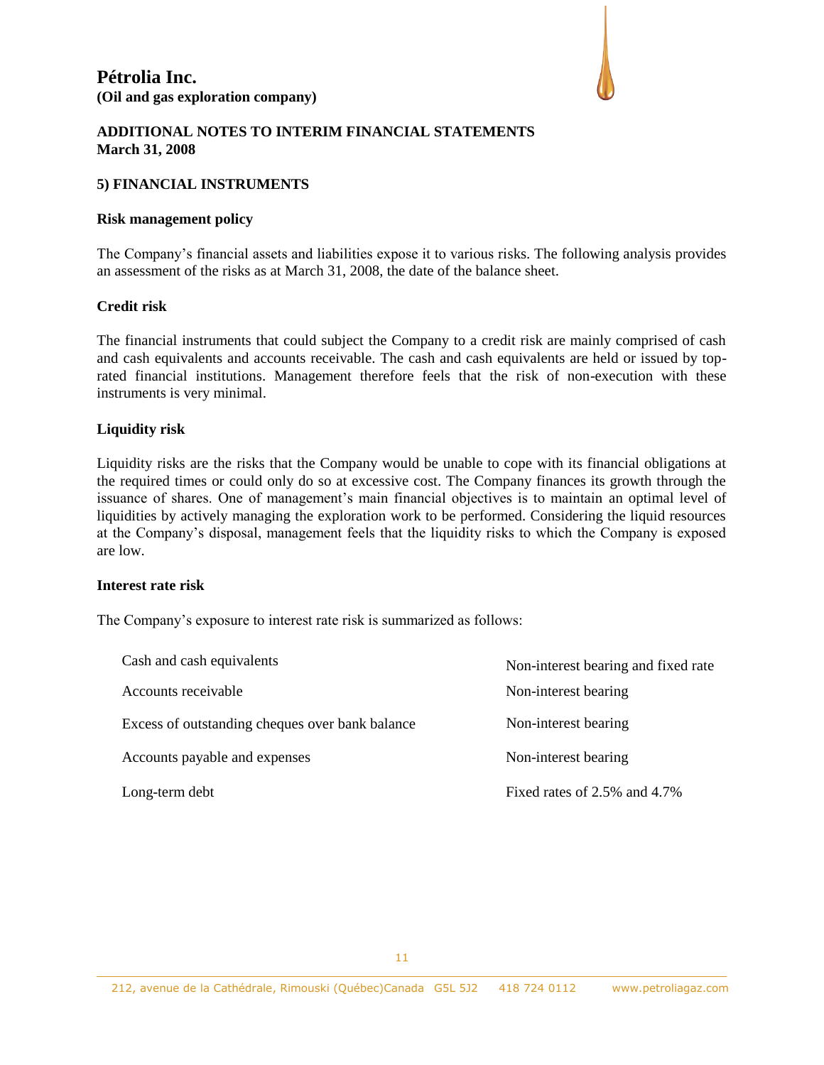# Pétrolia Inc.

**(Oil and gas exploration company)**

**ADDITIONAL NOTES TO INTERIM FINANCIAL STATEMENTS**
**March 31, 2008**

## 5) FINANCIAL INSTRUMENTS

### Risk management policy

The Company's financial assets and liabilities expose it to various risks. The following analysis provides an assessment of the risks as at March 31, 2008, the date of the balance sheet.

### Credit risk

The financial instruments that could subject the Company to a credit risk are mainly comprised of cash and cash equivalents and accounts receivable. The cash and cash equivalents are held or issued by top-rated financial institutions. Management therefore feels that the risk of non-execution with these instruments is very minimal.

### Liquidity risk

Liquidity risks are the risks that the Company would be unable to cope with its financial obligations at the required times or could only do so at excessive cost. The Company finances its growth through the issuance of shares. One of management's main financial objectives is to maintain an optimal level of liquidities by actively managing the exploration work to be performed. Considering the liquid resources at the Company's disposal, management feels that the liquidity risks to which the Company is exposed are low.

### Interest rate risk

The Company's exposure to interest rate risk is summarized as follows:

| | |
|---|---|
| Cash and cash equivalents | Non-interest bearing and fixed rate |
| Accounts receivable | Non-interest bearing |
| Excess of outstanding cheques over bank balance | Non-interest bearing |
| Accounts payable and expenses | Non-interest bearing |
| Long-term debt | Fixed rates of 2.5% and 4.7% |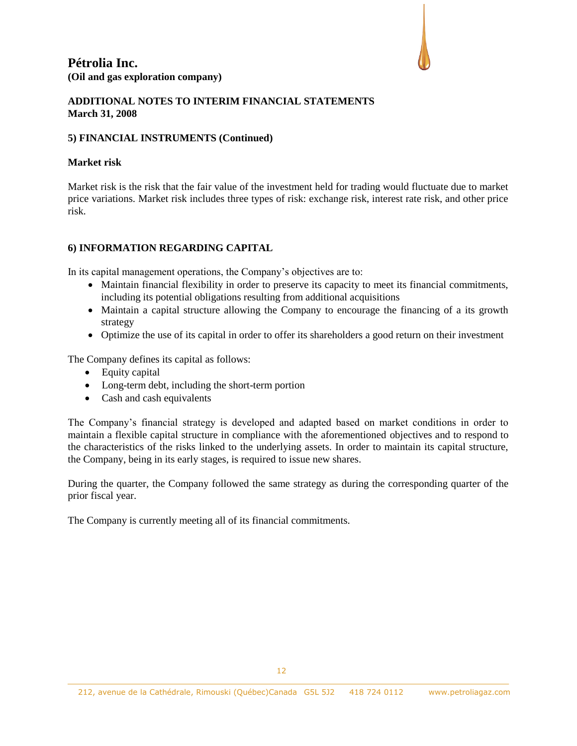# Pétrolia Inc.

**(Oil and gas exploration company)**

**ADDITIONAL NOTES TO INTERIM FINANCIAL STATEMENTS**
**March 31, 2008**

## 5) FINANCIAL INSTRUMENTS (Continued)

### Market risk

Market risk is the risk that the fair value of the investment held for trading would fluctuate due to market price variations. Market risk includes three types of risk: exchange risk, interest rate risk, and other price risk.

## 6) INFORMATION REGARDING CAPITAL

In its capital management operations, the Company's objectives are to:

- Maintain financial flexibility in order to preserve its capacity to meet its financial commitments, including its potential obligations resulting from additional acquisitions
- Maintain a capital structure allowing the Company to encourage the financing of a its growth strategy
- Optimize the use of its capital in order to offer its shareholders a good return on their investment

The Company defines its capital as follows:

- Equity capital
- Long-term debt, including the short-term portion
- Cash and cash equivalents

The Company's financial strategy is developed and adapted based on market conditions in order to maintain a flexible capital structure in compliance with the aforementioned objectives and to respond to the characteristics of the risks linked to the underlying assets. In order to maintain its capital structure, the Company, being in its early stages, is required to issue new shares.

During the quarter, the Company followed the same strategy as during the corresponding quarter of the prior fiscal year.

The Company is currently meeting all of its financial commitments.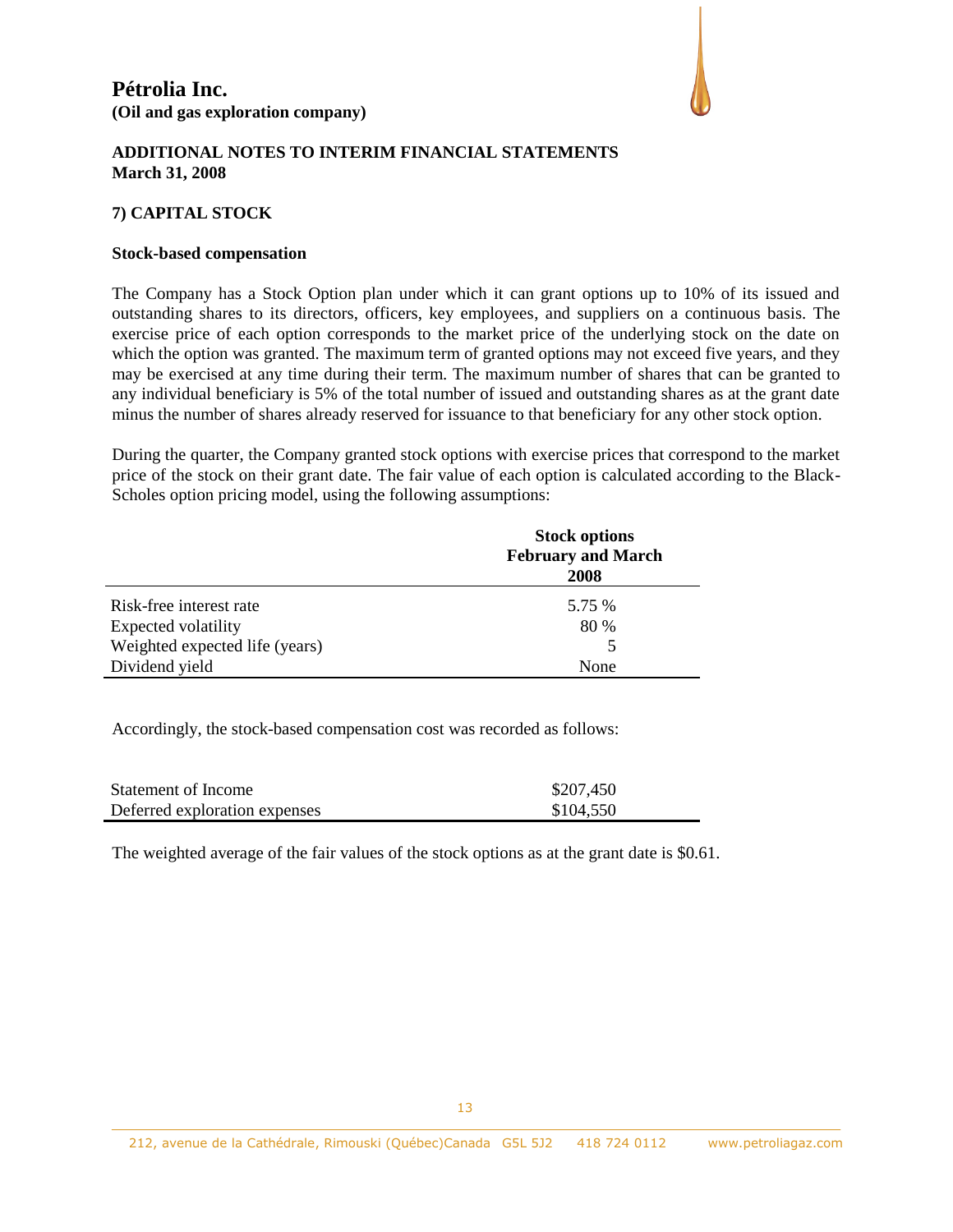# Pétrolia Inc.

**(Oil and gas exploration company)**

**ADDITIONAL NOTES TO INTERIM FINANCIAL STATEMENTS**
**March 31, 2008**

## 7) CAPITAL STOCK

### Stock-based compensation

The Company has a Stock Option plan under which it can grant options up to 10% of its issued and outstanding shares to its directors, officers, key employees, and suppliers on a continuous basis. The exercise price of each option corresponds to the market price of the underlying stock on the date on which the option was granted. The maximum term of granted options may not exceed five years, and they may be exercised at any time during their term. The maximum number of shares that can be granted to any individual beneficiary is 5% of the total number of issued and outstanding shares as at the grant date minus the number of shares already reserved for issuance to that beneficiary for any other stock option.

During the quarter, the Company granted stock options with exercise prices that correspond to the market price of the stock on their grant date. The fair value of each option is calculated according to the Black-Scholes option pricing model, using the following assumptions:

| | Stock options February and March 2008 |
|---|---|
| Risk-free interest rate | 5.75 % |
| Expected volatility | 80 % |
| Weighted expected life (years) | 5 |
| Dividend yield | None |

Accordingly, the stock-based compensation cost was recorded as follows:

| | |
|---|---|
| Statement of Income | \$207,450 |
| Deferred exploration expenses | \$104,550 |

The weighted average of the fair values of the stock options as at the grant date is \$0.61.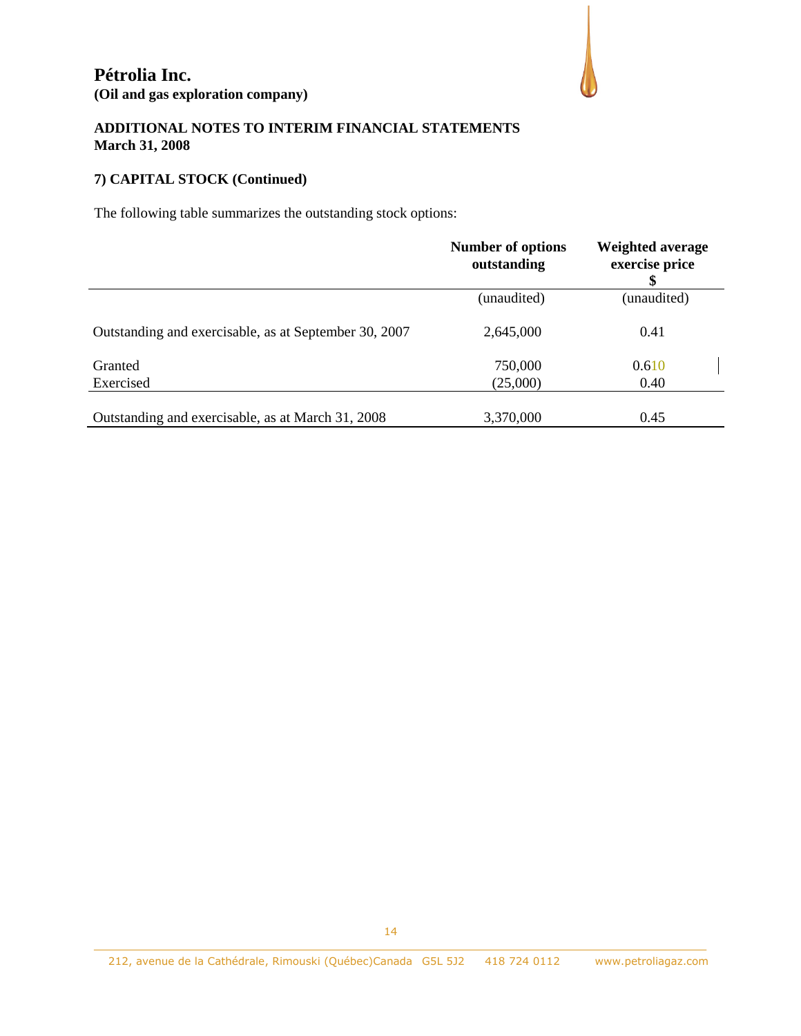# Pétrolia Inc.

**(Oil and gas exploration company)**

**ADDITIONAL NOTES TO INTERIM FINANCIAL STATEMENTS**
**March 31, 2008**

## 7) CAPITAL STOCK (Continued)

The following table summarizes the outstanding stock options:

| | Number of options outstanding | Weighted average exercise price $ |
|---|---|---|
| | (unaudited) | (unaudited) |
| Outstanding and exercisable, as at September 30, 2007 | 2,645,000 | 0.41 |
| Granted | 750,000 | 0.610 |
| Exercised | (25,000) | 0.40 |
| Outstanding and exercisable, as at March 31, 2008 | 3,370,000 | 0.45 |

212, avenue de la Cathédrale, Rimouski (Québec)Canada G5L 5J2 418 724 0112 www.petroliagaz.com